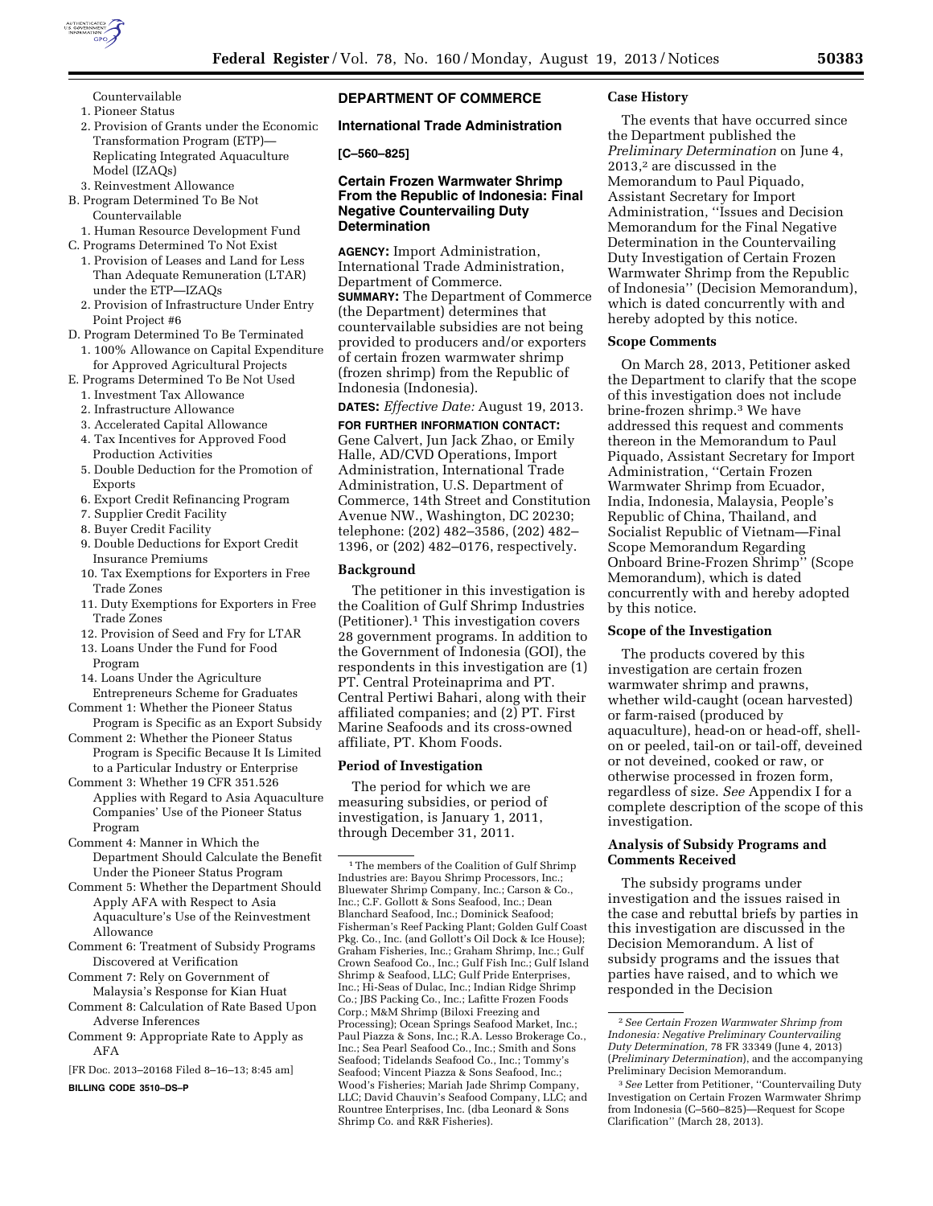Countervailable

1. Pioneer Status
2. Provision of Grants under the Economic Transformation Program (ETP)—Replicating Integrated Aquaculture Model (IZAQs)
3. Reinvestment Allowance

B. Program Determined To Be Not Countervailable

1. Human Resource Development Fund

C. Programs Determined To Not Exist

1. Provision of Leases and Land for Less Than Adequate Remuneration (LTAR) under the ETP—IZAQs
2. Provision of Infrastructure Under Entry Point Project #6

D. Program Determined To Be Terminated

1. 100% Allowance on Capital Expenditure for Approved Agricultural Projects

E. Programs Determined To Be Not Used

1. Investment Tax Allowance
2. Infrastructure Allowance
3. Accelerated Capital Allowance
4. Tax Incentives for Approved Food Production Activities
5. Double Deduction for the Promotion of Exports
6. Export Credit Refinancing Program
7. Supplier Credit Facility
8. Buyer Credit Facility
9. Double Deductions for Export Credit Insurance Premiums
10. Tax Exemptions for Exporters in Free Trade Zones
11. Duty Exemptions for Exporters in Free Trade Zones
12. Provision of Seed and Fry for LTAR
13. Loans Under the Fund for Food Program
14. Loans Under the Agriculture Entrepreneurs Scheme for Graduates

Comment 1: Whether the Pioneer Status Program is Specific as an Export Subsidy

Comment 2: Whether the Pioneer Status Program is Specific Because It Is Limited to a Particular Industry or Enterprise

Comment 3: Whether 19 CFR 351.526 Applies with Regard to Asia Aquaculture Companies' Use of the Pioneer Status Program

Comment 4: Manner in Which the Department Should Calculate the Benefit Under the Pioneer Status Program

Comment 5: Whether the Department Should Apply AFA with Respect to Asia Aquaculture's Use of the Reinvestment Allowance

Comment 6: Treatment of Subsidy Programs Discovered at Verification

Comment 7: Rely on Government of Malaysia's Response for Kian Huat

Comment 8: Calculation of Rate Based Upon Adverse Inferences

Comment 9: Appropriate Rate to Apply as AFA

[FR Doc. 2013–20168 Filed 8–16–13; 8:45 am]

**BILLING CODE 3510–DS–P**

## DEPARTMENT OF COMMERCE

### International Trade Administration

**[C–560–825]**

### Certain Frozen Warmwater Shrimp From the Republic of Indonesia: Final Negative Countervailing Duty Determination

**AGENCY:** Import Administration, International Trade Administration, Department of Commerce.

**SUMMARY:** The Department of Commerce (the Department) determines that countervailable subsidies are not being provided to producers and/or exporters of certain frozen warmwater shrimp (frozen shrimp) from the Republic of Indonesia (Indonesia).

**DATES:** *Effective Date:* August 19, 2013.

**FOR FURTHER INFORMATION CONTACT:** Gene Calvert, Jun Jack Zhao, or Emily Halle, AD/CVD Operations, Import Administration, International Trade Administration, U.S. Department of Commerce, 14th Street and Constitution Avenue NW., Washington, DC 20230; telephone: (202) 482–3586, (202) 482–1396, or (202) 482–0176, respectively.

**Background**

The petitioner in this investigation is the Coalition of Gulf Shrimp Industries (Petitioner).[1] This investigation covers 28 government programs. In addition to the Government of Indonesia (GOI), the respondents in this investigation are (1) PT. Central Proteinaprima and PT. Central Pertiwi Bahari, along with their affiliated companies; and (2) PT. First Marine Seafoods and its cross-owned affiliate, PT. Khom Foods.

**Period of Investigation**

The period for which we are measuring subsidies, or period of investigation, is January 1, 2011, through December 31, 2011.

**Case History**

The events that have occurred since the Department published the *Preliminary Determination* on June 4, 2013,[2] are discussed in the Memorandum to Paul Piquado, Assistant Secretary for Import Administration, ''Issues and Decision Memorandum for the Final Negative Determination in the Countervailing Duty Investigation of Certain Frozen Warmwater Shrimp from the Republic of Indonesia'' (Decision Memorandum), which is dated concurrently with and hereby adopted by this notice.

**Scope Comments**

On March 28, 2013, Petitioner asked the Department to clarify that the scope of this investigation does not include brine-frozen shrimp.[3] We have addressed this request and comments thereon in the Memorandum to Paul Piquado, Assistant Secretary for Import Administration, ''Certain Frozen Warmwater Shrimp from Ecuador, India, Indonesia, Malaysia, People's Republic of China, Thailand, and Socialist Republic of Vietnam—Final Scope Memorandum Regarding Onboard Brine-Frozen Shrimp'' (Scope Memorandum), which is dated concurrently with and hereby adopted by this notice.

**Scope of the Investigation**

The products covered by this investigation are certain frozen warmwater shrimp and prawns, whether wild-caught (ocean harvested) or farm-raised (produced by aquaculture), head-on or head-off, shell-on or peeled, tail-on or tail-off, deveined or not deveined, cooked or raw, or otherwise processed in frozen form, regardless of size. *See* Appendix I for a complete description of the scope of this investigation.

**Analysis of Subsidy Programs and Comments Received**

The subsidy programs under investigation and the issues raised in the case and rebuttal briefs by parties in this investigation are discussed in the Decision Memorandum. A list of subsidy programs and the issues that parties have raised, and to which we responded in the Decision

[1] The members of the Coalition of Gulf Shrimp Industries are: Bayou Shrimp Processors, Inc.; Bluewater Shrimp Company, Inc.; Carson & Co., Inc.; C.F. Gollott & Sons Seafood, Inc.; Dean Blanchard Seafood, Inc.; Dominick Seafood; Fisherman's Reef Packing Plant; Golden Gulf Coast Pkg. Co., Inc. (and Gollott's Oil Dock & Ice House); Graham Fisheries, Inc.; Graham Shrimp, Inc.; Gulf Crown Seafood Co., Inc.; Gulf Fish Inc.; Gulf Island Shrimp & Seafood, LLC; Gulf Pride Enterprises, Inc.; Hi-Seas of Dulac, Inc.; Indian Ridge Shrimp Co.; JBS Packing Co., Inc.; Lafitte Frozen Foods Corp.; M&M Shrimp (Biloxi Freezing and Processing); Ocean Springs Seafood Market, Inc.; Paul Piazza & Sons, Inc.; R.A. Lesso Brokerage Co., Inc.; Sea Pearl Seafood Co., Inc.; Smith and Sons Seafood; Tidelands Seafood Co., Inc.; Tommy's Seafood; Vincent Piazza & Sons Seafood, Inc.; Wood's Fisheries; Mariah Jade Shrimp Company, LLC; David Chauvin's Seafood Company, LLC; and Rountree Enterprises, Inc. (dba Leonard & Sons Shrimp Co. and R&R Fisheries).

[2] *See Certain Frozen Warmwater Shrimp from Indonesia: Negative Preliminary Countervailing Duty Determination,* 78 FR 33349 (June 4, 2013) (*Preliminary Determination*), and the accompanying Preliminary Decision Memorandum.

[3] *See* Letter from Petitioner, ''Countervailing Duty Investigation on Certain Frozen Warmwater Shrimp from Indonesia (C–560–825)—Request for Scope Clarification'' (March 28, 2013).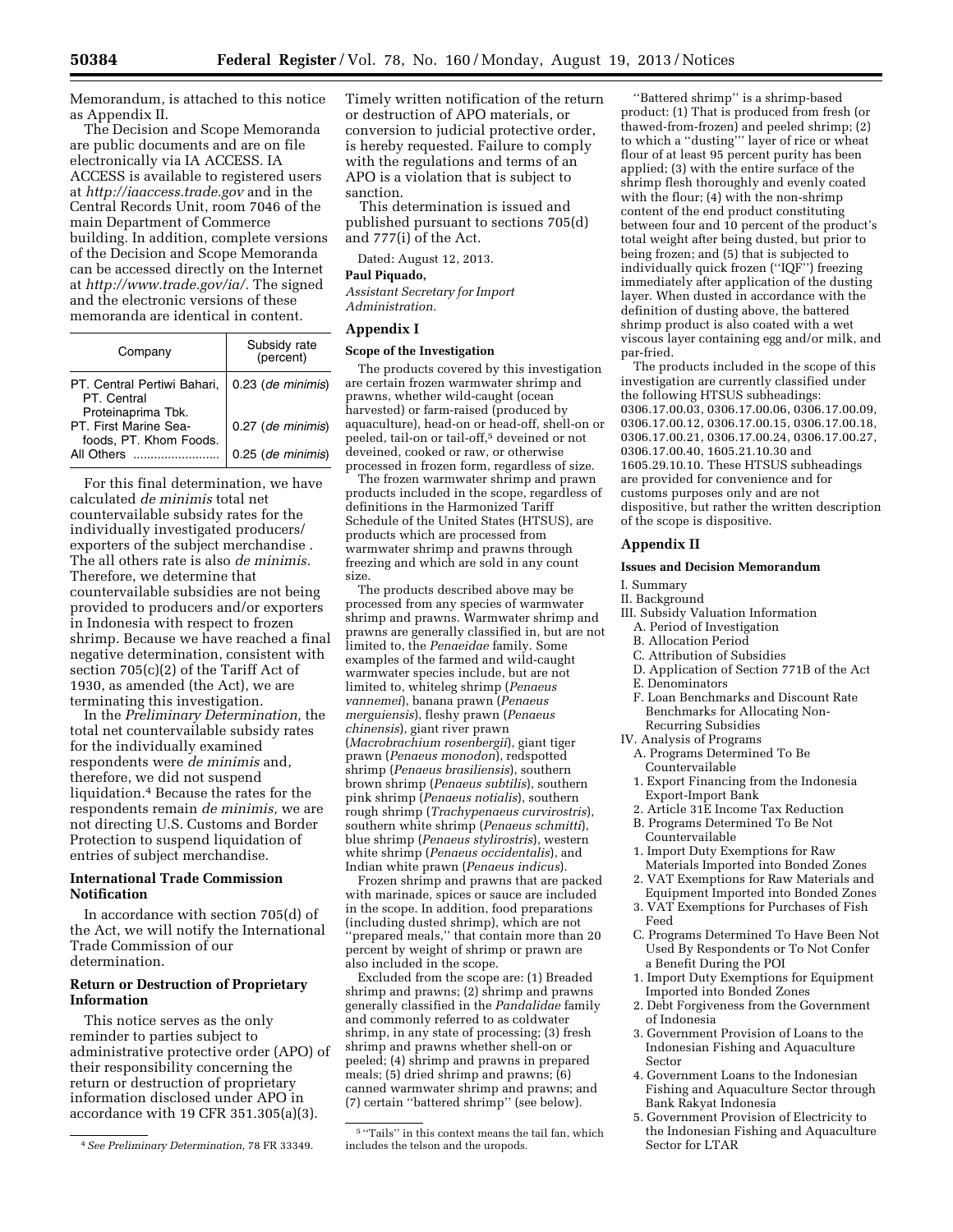Memorandum, is attached to this notice as Appendix II.

The Decision and Scope Memoranda are public documents and are on file electronically via IA ACCESS. IA ACCESS is available to registered users at *http://iaaccess.trade.gov* and in the Central Records Unit, room 7046 of the main Department of Commerce building. In addition, complete versions of the Decision and Scope Memoranda can be accessed directly on the Internet at *http://www.trade.gov/ia/.* The signed and the electronic versions of these memoranda are identical in content.

| Company | Subsidy rate (percent) |
|---|---|
| PT. Central Pertiwi Bahari, PT. Central Proteinaprima Tbk. | 0.23 (*de minimis*) |
| PT. First Marine Sea-foods, PT. Khom Foods. | 0.27 (*de minimis*) |
| All Others | 0.25 (*de minimis*) |

For this final determination, we have calculated *de minimis* total net countervailable subsidy rates for the individually investigated producers/exporters of the subject merchandise . The all others rate is also *de minimis.* Therefore, we determine that countervailable subsidies are not being provided to producers and/or exporters in Indonesia with respect to frozen shrimp. Because we have reached a final negative determination, consistent with section 705(c)(2) of the Tariff Act of 1930, as amended (the Act), we are terminating this investigation.

In the *Preliminary Determination,* the total net countervailable subsidy rates for the individually examined respondents were *de minimis* and, therefore, we did not suspend liquidation.[4] Because the rates for the respondents remain *de minimis,* we are not directing U.S. Customs and Border Protection to suspend liquidation of entries of subject merchandise.

**International Trade Commission Notification**

In accordance with section 705(d) of the Act, we will notify the International Trade Commission of our determination.

**Return or Destruction of Proprietary Information**

This notice serves as the only reminder to parties subject to administrative protective order (APO) of their responsibility concerning the return or destruction of proprietary information disclosed under APO in accordance with 19 CFR 351.305(a)(3). Timely written notification of the return or destruction of APO materials, or conversion to judicial protective order, is hereby requested. Failure to comply with the regulations and terms of an APO is a violation that is subject to sanction.

This determination is issued and published pursuant to sections 705(d) and 777(i) of the Act.

Dated: August 12, 2013.

**Paul Piquado,**

*Assistant Secretary for Import Administration.*

## Appendix I

### Scope of the Investigation

The products covered by this investigation are certain frozen warmwater shrimp and prawns, whether wild-caught (ocean harvested) or farm-raised (produced by aquaculture), head-on or head-off, shell-on or peeled, tail-on or tail-off,[5] deveined or not deveined, cooked or raw, or otherwise processed in frozen form, regardless of size.

The frozen warmwater shrimp and prawn products included in the scope, regardless of definitions in the Harmonized Tariff Schedule of the United States (HTSUS), are products which are processed from warmwater shrimp and prawns through freezing and which are sold in any count size.

The products described above may be processed from any species of warmwater shrimp and prawns. Warmwater shrimp and prawns are generally classified in, but are not limited to, the *Penaeidae* family. Some examples of the farmed and wild-caught warmwater species include, but are not limited to, whiteleg shrimp (*Penaeus vannemei*), banana prawn (*Penaeus merguiensis*), fleshy prawn (*Penaeus chinensis*), giant river prawn (*Macrobrachium rosenbergii*), giant tiger prawn (*Penaeus monodon*), redspotted shrimp (*Penaeus brasiliensis*), southern brown shrimp (*Penaeus subtilis*), southern pink shrimp (*Penaeus notialis*), southern rough shrimp (*Trachypenaeus curvirostris*), southern white shrimp (*Penaeus schmitti*), blue shrimp (*Penaeus stylirostris*), western white shrimp (*Penaeus occidentalis*), and Indian white prawn (*Penaeus indicus*).

Frozen shrimp and prawns that are packed with marinade, spices or sauce are included in the scope. In addition, food preparations (including dusted shrimp), which are not ''prepared meals,'' that contain more than 20 percent by weight of shrimp or prawn are also included in the scope.

Excluded from the scope are: (1) Breaded shrimp and prawns; (2) shrimp and prawns generally classified in the *Pandalidae* family and commonly referred to as coldwater shrimp, in any state of processing; (3) fresh shrimp and prawns whether shell-on or peeled; (4) shrimp and prawns in prepared meals; (5) dried shrimp and prawns; (6) canned warmwater shrimp and prawns; and (7) certain ''battered shrimp'' (see below).

''Battered shrimp'' is a shrimp-based product: (1) That is produced from fresh (or thawed-from-frozen) and peeled shrimp; (2) to which a ''dusting''' layer of rice or wheat flour of at least 95 percent purity has been applied; (3) with the entire surface of the shrimp flesh thoroughly and evenly coated with the flour; (4) with the non-shrimp content of the end product constituting between four and 10 percent of the product's total weight after being dusted, but prior to being frozen; and (5) that is subjected to individually quick frozen (''IQF'') freezing immediately after application of the dusting layer. When dusted in accordance with the definition of dusting above, the battered shrimp product is also coated with a wet viscous layer containing egg and/or milk, and par-fried.

The products included in the scope of this investigation are currently classified under the following HTSUS subheadings: 0306.17.00.03, 0306.17.00.06, 0306.17.00.09, 0306.17.00.12, 0306.17.00.15, 0306.17.00.18, 0306.17.00.21, 0306.17.00.24, 0306.17.00.27, 0306.17.00.40, 1605.21.10.30 and 1605.29.10.10. These HTSUS subheadings are provided for convenience and for customs purposes only and are not dispositive, but rather the written description of the scope is dispositive.

## Appendix II

### Issues and Decision Memorandum

I. Summary
II. Background
III. Subsidy Valuation Information
  A. Period of Investigation
  B. Allocation Period
  C. Attribution of Subsidies
  D. Application of Section 771B of the Act
  E. Denominators
  F. Loan Benchmarks and Discount Rate Benchmarks for Allocating Non-Recurring Subsidies
IV. Analysis of Programs
  A. Programs Determined To Be Countervailable
  1. Export Financing from the Indonesia Export-Import Bank
  2. Article 31E Income Tax Reduction
  B. Programs Determined To Be Not Countervailable
  1. Import Duty Exemptions for Raw Materials Imported into Bonded Zones
  2. VAT Exemptions for Raw Materials and Equipment Imported into Bonded Zones
  3. VAT Exemptions for Purchases of Fish Feed
  C. Programs Determined To Have Been Not Used By Respondents or To Not Confer a Benefit During the POI
  1. Import Duty Exemptions for Equipment Imported into Bonded Zones
  2. Debt Forgiveness from the Government of Indonesia
  3. Government Provision of Loans to the Indonesian Fishing and Aquaculture Sector
  4. Government Loans to the Indonesian Fishing and Aquaculture Sector through Bank Rakyat Indonesia
  5. Government Provision of Electricity to the Indonesian Fishing and Aquaculture Sector for LTAR

[4] *See Preliminary Determination,* 78 FR 33349.

[5] ''Tails'' in this context means the tail fan, which includes the telson and the uropods.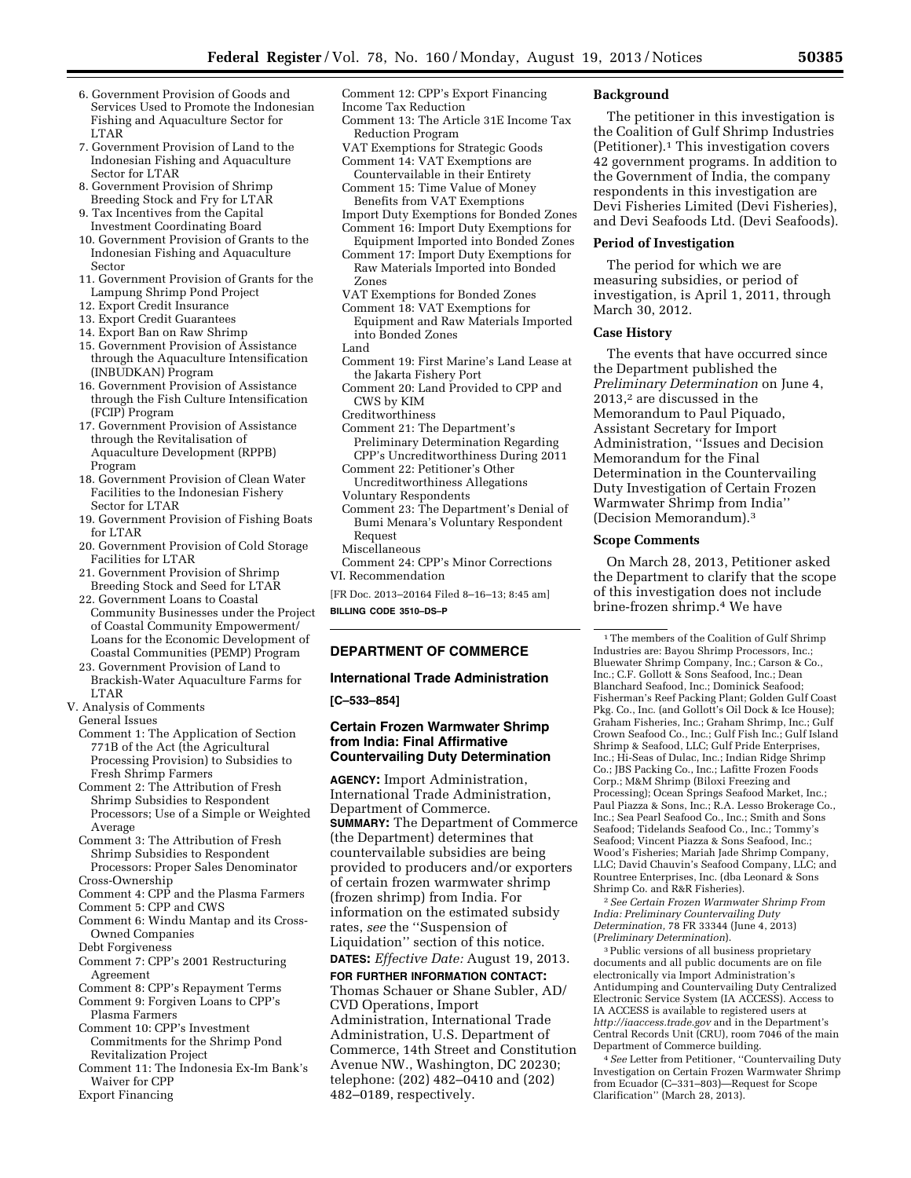6. Government Provision of Goods and Services Used to Promote the Indonesian Fishing and Aquaculture Sector for LTAR
7. Government Provision of Land to the Indonesian Fishing and Aquaculture Sector for LTAR
8. Government Provision of Shrimp Breeding Stock and Fry for LTAR
9. Tax Incentives from the Capital Investment Coordinating Board
10. Government Provision of Grants to the Indonesian Fishing and Aquaculture Sector
11. Government Provision of Grants for the Lampung Shrimp Pond Project
12. Export Credit Insurance
13. Export Credit Guarantees
14. Export Ban on Raw Shrimp
15. Government Provision of Assistance through the Aquaculture Intensification (INBUDKAN) Program
16. Government Provision of Assistance through the Fish Culture Intensification (FCIP) Program
17. Government Provision of Assistance through the Revitalisation of Aquaculture Development (RPPB) Program
18. Government Provision of Clean Water Facilities to the Indonesian Fishery Sector for LTAR
19. Government Provision of Fishing Boats for LTAR
20. Government Provision of Cold Storage Facilities for LTAR
21. Government Provision of Shrimp Breeding Stock and Seed for LTAR
22. Government Loans to Coastal Community Businesses under the Project of Coastal Community Empowerment/ Loans for the Economic Development of Coastal Communities (PEMP) Program
23. Government Provision of Land to Brackish-Water Aquaculture Farms for LTAR

V. Analysis of Comments

General Issues

Comment 1: The Application of Section 771B of the Act (the Agricultural Processing Provision) to Subsidies to Fresh Shrimp Farmers

Comment 2: The Attribution of Fresh Shrimp Subsidies to Respondent Processors; Use of a Simple or Weighted Average

Comment 3: The Attribution of Fresh Shrimp Subsidies to Respondent Processors: Proper Sales Denominator

Cross-Ownership

Comment 4: CPP and the Plasma Farmers

Comment 5: CPP and CWS

Comment 6: Windu Mantap and its Cross-Owned Companies

Debt Forgiveness

Comment 7: CPP's 2001 Restructuring Agreement

Comment 8: CPP's Repayment Terms

Comment 9: Forgiven Loans to CPP's Plasma Farmers

Comment 10: CPP's Investment Commitments for the Shrimp Pond Revitalization Project

Comment 11: The Indonesia Ex-Im Bank's Waiver for CPP

Export Financing

Comment 12: CPP's Export Financing Income Tax Reduction

Comment 13: The Article 31E Income Tax Reduction Program

VAT Exemptions for Strategic Goods

Comment 14: VAT Exemptions are Countervailable in their Entirety

Comment 15: Time Value of Money Benefits from VAT Exemptions

Import Duty Exemptions for Bonded Zones

Comment 16: Import Duty Exemptions for Equipment Imported into Bonded Zones

Comment 17: Import Duty Exemptions for Raw Materials Imported into Bonded Zones

VAT Exemptions for Bonded Zones

Comment 18: VAT Exemptions for Equipment and Raw Materials Imported into Bonded Zones

Land

Comment 19: First Marine's Land Lease at the Jakarta Fishery Port

Comment 20: Land Provided to CPP and CWS by KIM

Creditworthiness

Comment 21: The Department's Preliminary Determination Regarding CPP's Uncreditworthiness During 2011

Comment 22: Petitioner's Other Uncreditworthiness Allegations

Voluntary Respondents

Comment 23: The Department's Denial of Bumi Menara's Voluntary Respondent Request

Miscellaneous

Comment 24: CPP's Minor Corrections

VI. Recommendation

[FR Doc. 2013–20164 Filed 8–16–13; 8:45 am]

BILLING CODE 3510–DS–P

## DEPARTMENT OF COMMERCE

### International Trade Administration

**[C–533–854]**

### Certain Frozen Warmwater Shrimp from India: Final Affirmative Countervailing Duty Determination

**AGENCY:** Import Administration, International Trade Administration, Department of Commerce.

**SUMMARY:** The Department of Commerce (the Department) determines that countervailable subsidies are being provided to producers and/or exporters of certain frozen warmwater shrimp (frozen shrimp) from India. For information on the estimated subsidy rates, *see* the ''Suspension of Liquidation'' section of this notice.

**DATES:** *Effective Date:* August 19, 2013.

**FOR FURTHER INFORMATION CONTACT:** Thomas Schauer or Shane Subler, AD/CVD Operations, Import Administration, International Trade Administration, U.S. Department of Commerce, 14th Street and Constitution Avenue NW., Washington, DC 20230; telephone: (202) 482–0410 and (202) 482–0189, respectively.

**Background**

The petitioner in this investigation is the Coalition of Gulf Shrimp Industries (Petitioner).[1] This investigation covers 42 government programs. In addition to the Government of India, the company respondents in this investigation are Devi Fisheries Limited (Devi Fisheries), and Devi Seafoods Ltd. (Devi Seafoods).

**Period of Investigation**

The period for which we are measuring subsidies, or period of investigation, is April 1, 2011, through March 30, 2012.

**Case History**

The events that have occurred since the Department published the *Preliminary Determination* on June 4, 2013,[2] are discussed in the Memorandum to Paul Piquado, Assistant Secretary for Import Administration, ''Issues and Decision Memorandum for the Final Determination in the Countervailing Duty Investigation of Certain Frozen Warmwater Shrimp from India'' (Decision Memorandum).[3]

**Scope Comments**

On March 28, 2013, Petitioner asked the Department to clarify that the scope of this investigation does not include brine-frozen shrimp.[4] We have

---

[1] The members of the Coalition of Gulf Shrimp Industries are: Bayou Shrimp Processors, Inc.; Bluewater Shrimp Company, Inc.; Carson & Co., Inc.; C.F. Gollott & Sons Seafood, Inc.; Dean Blanchard Seafood, Inc.; Dominick Seafood; Fisherman's Reef Packing Plant; Golden Gulf Coast Pkg. Co., Inc. (and Gollott's Oil Dock & Ice House); Graham Fisheries, Inc.; Graham Shrimp, Inc.; Gulf Crown Seafood Co., Inc.; Gulf Fish Inc.; Gulf Island Shrimp & Seafood, LLC; Gulf Pride Enterprises, Inc.; Hi-Seas of Dulac, Inc.; Indian Ridge Shrimp Co.; JBS Packing Co., Inc.; Lafitte Frozen Foods Corp.; M&M Shrimp (Biloxi Freezing and Processing); Ocean Springs Seafood Market, Inc.; Paul Piazza & Sons, Inc.; R.A. Lesso Brokerage Co., Inc.; Sea Pearl Seafood Co., Inc.; Smith and Sons Seafood; Tidelands Seafood Co., Inc.; Tommy's Seafood; Vincent Piazza & Sons Seafood, Inc.; Wood's Fisheries; Mariah Jade Shrimp Company, LLC; David Chauvin's Seafood Company, LLC; and Rountree Enterprises, Inc. (dba Leonard & Sons Shrimp Co. and R&R Fisheries).

[2] *See Certain Frozen Warmwater Shrimp From India: Preliminary Countervailing Duty Determination,* 78 FR 33344 (June 4, 2013) (*Preliminary Determination*).

[3] Public versions of all business proprietary documents and all public documents are on file electronically via Import Administration's Antidumping and Countervailing Duty Centralized Electronic Service System (IA ACCESS). Access to IA ACCESS is available to registered users at *http://iaaccess.trade.gov* and in the Department's Central Records Unit (CRU), room 7046 of the main Department of Commerce building.

[4] *See* Letter from Petitioner, ''Countervailing Duty Investigation on Certain Frozen Warmwater Shrimp from Ecuador (C–331–803)—Request for Scope Clarification'' (March 28, 2013).